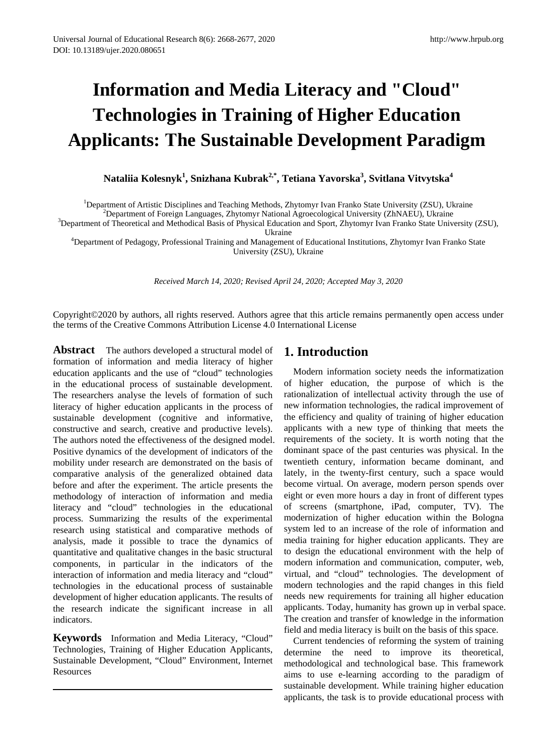# Information and Media Literacy and "Cloud" Technologies in Training of Higher Education Applicants: The Sustainable Development Paradigm

**Nataliia Kolesnyk[1], Snizhana Kubrak[2,*], Tetiana Yavorska[3], Svitlana Vitvytska[4]**

[1]Department of Artistic Disciplines and Teaching Methods, Zhytomyr Ivan Franko State University (ZSU), Ukraine
[2]Department of Foreign Languages, Zhytomyr National Agroecological University (ZhNAEU), Ukraine
[3]Department of Theoretical and Methodical Basis of Physical Education and Sport, Zhytomyr Ivan Franko State University (ZSU), Ukraine
[4]Department of Pedagogy, Professional Training and Management of Educational Institutions, Zhytomyr Ivan Franko State University (ZSU), Ukraine

*Received March 14, 2020; Revised April 24, 2020; Accepted May 3, 2020*

Copyright©2020 by authors, all rights reserved. Authors agree that this article remains permanently open access under the terms of the Creative Commons Attribution License 4.0 International License

**Abstract** The authors developed a structural model of formation of information and media literacy of higher education applicants and the use of "cloud" technologies in the educational process of sustainable development. The researchers analyse the levels of formation of such literacy of higher education applicants in the process of sustainable development (cognitive and informative, constructive and search, creative and productive levels). The authors noted the effectiveness of the designed model. Positive dynamics of the development of indicators of the mobility under research are demonstrated on the basis of comparative analysis of the generalized obtained data before and after the experiment. The article presents the methodology of interaction of information and media literacy and "cloud" technologies in the educational process. Summarizing the results of the experimental research using statistical and comparative methods of analysis, made it possible to trace the dynamics of quantitative and qualitative changes in the basic structural components, in particular in the indicators of the interaction of information and media literacy and "cloud" technologies in the educational process of sustainable development of higher education applicants. The results of the research indicate the significant increase in all indicators.

**Keywords** Information and Media Literacy, "Cloud" Technologies, Training of Higher Education Applicants, Sustainable Development, "Cloud" Environment, Internet Resources

## 1. Introduction

Modern information society needs the informatization of higher education, the purpose of which is the rationalization of intellectual activity through the use of new information technologies, the radical improvement of the efficiency and quality of training of higher education applicants with a new type of thinking that meets the requirements of the society. It is worth noting that the dominant space of the past centuries was physical. In the twentieth century, information became dominant, and lately, in the twenty-first century, such a space would become virtual. On average, modern person spends over eight or even more hours a day in front of different types of screens (smartphone, iPad, computer, TV). The modernization of higher education within the Bologna system led to an increase of the role of information and media training for higher education applicants. They are to design the educational environment with the help of modern information and communication, computer, web, virtual, and "cloud" technologies. The development of modern technologies and the rapid changes in this field needs new requirements for training all higher education applicants. Today, humanity has grown up in verbal space. The creation and transfer of knowledge in the information field and media literacy is built on the basis of this space.

Current tendencies of reforming the system of training determine the need to improve its theoretical, methodological and technological base. This framework aims to use e-learning according to the paradigm of sustainable development. While training higher education applicants, the task is to provide educational process with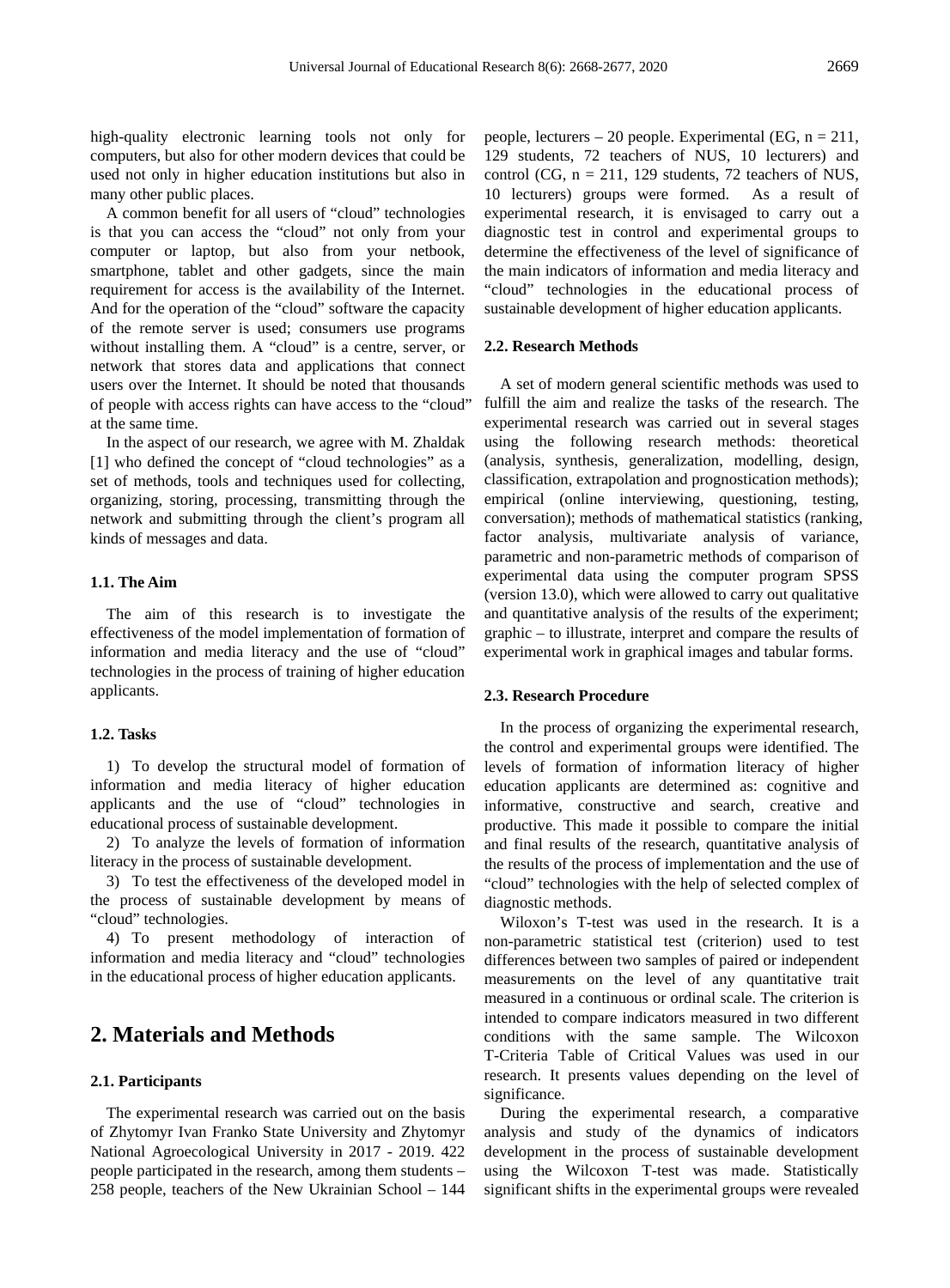high-quality electronic learning tools not only for computers, but also for other modern devices that could be used not only in higher education institutions but also in many other public places.

A common benefit for all users of "cloud" technologies is that you can access the "cloud" not only from your computer or laptop, but also from your netbook, smartphone, tablet and other gadgets, since the main requirement for access is the availability of the Internet. And for the operation of the "cloud" software the capacity of the remote server is used; consumers use programs without installing them. A "cloud" is a centre, server, or network that stores data and applications that connect users over the Internet. It should be noted that thousands of people with access rights can have access to the "cloud" at the same time.

In the aspect of our research, we agree with M. Zhaldak [1] who defined the concept of "cloud technologies" as a set of methods, tools and techniques used for collecting, organizing, storing, processing, transmitting through the network and submitting through the client's program all kinds of messages and data.

### 1.1. The Aim

The aim of this research is to investigate the effectiveness of the model implementation of formation of information and media literacy and the use of "cloud" technologies in the process of training of higher education applicants.

### 1.2. Tasks

1) To develop the structural model of formation of information and media literacy of higher education applicants and the use of "cloud" technologies in educational process of sustainable development.
2) To analyze the levels of formation of information literacy in the process of sustainable development.
3) To test the effectiveness of the developed model in the process of sustainable development by means of "cloud" technologies.
4) To present methodology of interaction of information and media literacy and "cloud" technologies in the educational process of higher education applicants.

## 2. Materials and Methods

### 2.1. Participants

The experimental research was carried out on the basis of Zhytomyr Ivan Franko State University and Zhytomyr National Agroecological University in 2017 - 2019. 422 people participated in the research, among them students – 258 people, teachers of the New Ukrainian School – 144 people, lecturers – 20 people. Experimental (EG, n = 211, 129 students, 72 teachers of NUS, 10 lecturers) and control (CG, n = 211, 129 students, 72 teachers of NUS, 10 lecturers) groups were formed. As a result of experimental research, it is envisaged to carry out a diagnostic test in control and experimental groups to determine the effectiveness of the level of significance of the main indicators of information and media literacy and "cloud" technologies in the educational process of sustainable development of higher education applicants.

### 2.2. Research Methods

A set of modern general scientific methods was used to fulfill the aim and realize the tasks of the research. The experimental research was carried out in several stages using the following research methods: theoretical (analysis, synthesis, generalization, modelling, design, classification, extrapolation and prognostication methods); empirical (online interviewing, questioning, testing, conversation); methods of mathematical statistics (ranking, factor analysis, multivariate analysis of variance, parametric and non-parametric methods of comparison of experimental data using the computer program SPSS (version 13.0), which were allowed to carry out qualitative and quantitative analysis of the results of the experiment; graphic – to illustrate, interpret and compare the results of experimental work in graphical images and tabular forms.

### 2.3. Research Procedure

In the process of organizing the experimental research, the control and experimental groups were identified. The levels of formation of information literacy of higher education applicants are determined as: cognitive and informative, constructive and search, creative and productive. This made it possible to compare the initial and final results of the research, quantitative analysis of the results of the process of implementation and the use of "cloud" technologies with the help of selected complex of diagnostic methods.

Wiloxon's T-test was used in the research. It is a non-parametric statistical test (criterion) used to test differences between two samples of paired or independent measurements on the level of any quantitative trait measured in a continuous or ordinal scale. The criterion is intended to compare indicators measured in two different conditions with the same sample. The Wilcoxon T-Criteria Table of Critical Values was used in our research. It presents values depending on the level of significance.

During the experimental research, a comparative analysis and study of the dynamics of indicators development in the process of sustainable development using the Wilcoxon T-test was made. Statistically significant shifts in the experimental groups were revealed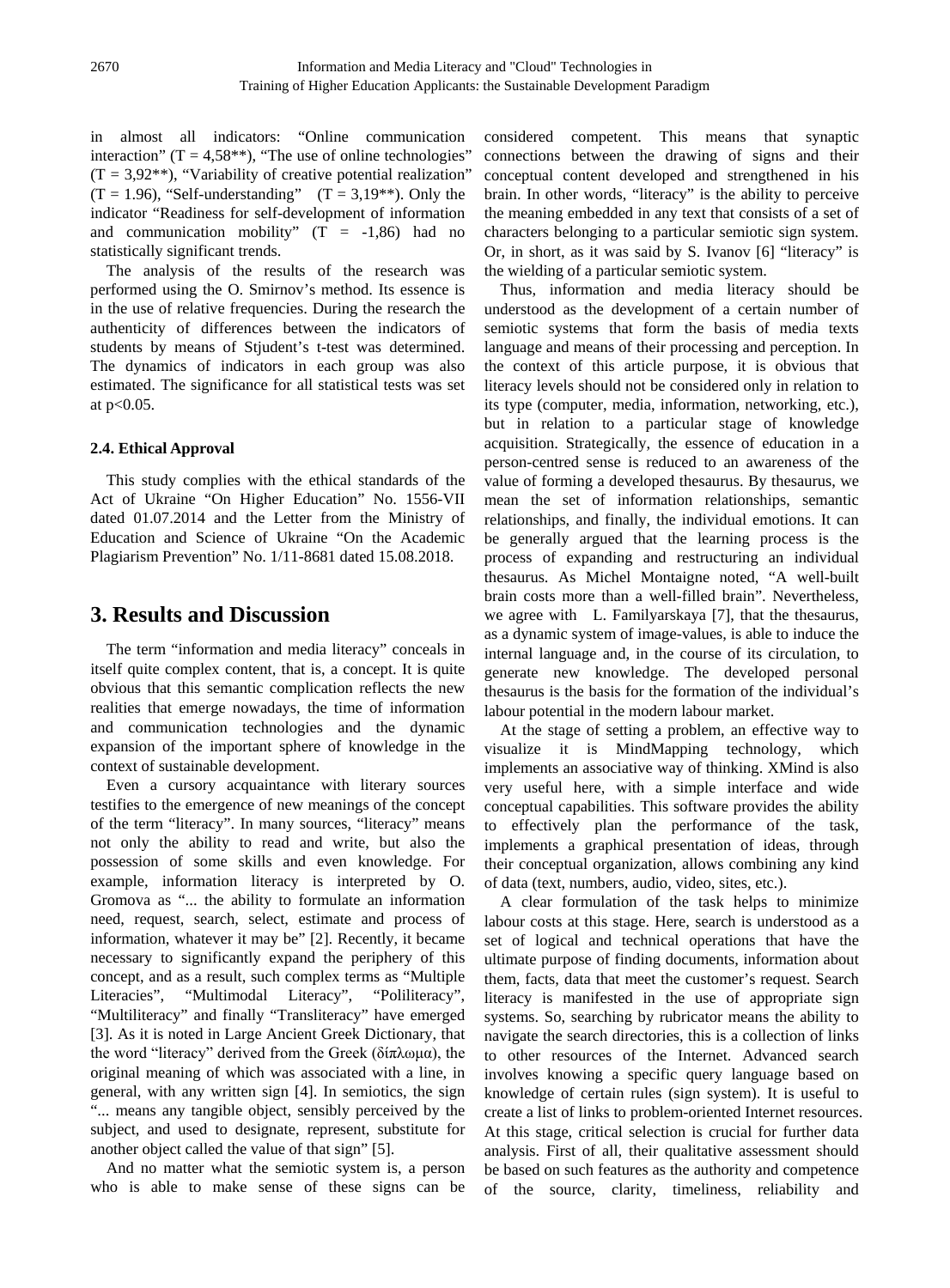in almost all indicators: "Online communication interaction" ($T = 4{,}58^{**}$), "The use of online technologies" ($T = 3{,}92^{**}$), "Variability of creative potential realization" ($T = 1.96$), "Self-understanding" ($T = 3{,}19^{**}$). Only the indicator "Readiness for self-development of information and communication mobility" ($T = -1{,}86$) had no statistically significant trends.

The analysis of the results of the research was performed using the O. Smirnov's method. Its essence is in the use of relative frequencies. During the research the authenticity of differences between the indicators of students by means of Stjudent's t-test was determined. The dynamics of indicators in each group was also estimated. The significance for all statistical tests was set at $p<0.05$.

### 2.4. Ethical Approval

This study complies with the ethical standards of the Act of Ukraine "On Higher Education" No. 1556-VII dated 01.07.2014 and the Letter from the Ministry of Education and Science of Ukraine "On the Academic Plagiarism Prevention" No. 1/11-8681 dated 15.08.2018.

## 3. Results and Discussion

The term "information and media literacy" conceals in itself quite complex content, that is, a concept. It is quite obvious that this semantic complication reflects the new realities that emerge nowadays, the time of information and communication technologies and the dynamic expansion of the important sphere of knowledge in the context of sustainable development.

Even a cursory acquaintance with literary sources testifies to the emergence of new meanings of the concept of the term "literacy". In many sources, "literacy" means not only the ability to read and write, but also the possession of some skills and even knowledge. For example, information literacy is interpreted by O. Gromova as "... the ability to formulate an information need, request, search, select, estimate and process of information, whatever it may be" [2]. Recently, it became necessary to significantly expand the periphery of this concept, and as a result, such complex terms as "Multiple Literacies", "Multimodal Literacy", "Poliliteracy", "Multiliteracy" and finally "Transliteracy" have emerged [3]. As it is noted in Large Ancient Greek Dictionary, that the word "literacy" derived from the Greek (δίπλωμα), the original meaning of which was associated with a line, in general, with any written sign [4]. In semiotics, the sign "... means any tangible object, sensibly perceived by the subject, and used to designate, represent, substitute for another object called the value of that sign" [5].

And no matter what the semiotic system is, a person who is able to make sense of these signs can be considered competent. This means that synaptic connections between the drawing of signs and their conceptual content developed and strengthened in his brain. In other words, "literacy" is the ability to perceive the meaning embedded in any text that consists of a set of characters belonging to a particular semiotic sign system. Or, in short, as it was said by S. Ivanov [6] "literacy" is the wielding of a particular semiotic system.

Thus, information and media literacy should be understood as the development of a certain number of semiotic systems that form the basis of media texts language and means of their processing and perception. In the context of this article purpose, it is obvious that literacy levels should not be considered only in relation to its type (computer, media, information, networking, etc.), but in relation to a particular stage of knowledge acquisition. Strategically, the essence of education in a person-centred sense is reduced to an awareness of the value of forming a developed thesaurus. By thesaurus, we mean the set of information relationships, semantic relationships, and finally, the individual emotions. It can be generally argued that the learning process is the process of expanding and restructuring an individual thesaurus. As Michel Montaigne noted, "A well-built brain costs more than a well-filled brain". Nevertheless, we agree with L. Familyarskaya [7], that the thesaurus, as a dynamic system of image-values, is able to induce the internal language and, in the course of its circulation, to generate new knowledge. The developed personal thesaurus is the basis for the formation of the individual's labour potential in the modern labour market.

At the stage of setting a problem, an effective way to visualize it is MindMapping technology, which implements an associative way of thinking. XMind is also very useful here, with a simple interface and wide conceptual capabilities. This software provides the ability to effectively plan the performance of the task, implements a graphical presentation of ideas, through their conceptual organization, allows combining any kind of data (text, numbers, audio, video, sites, etc.).

A clear formulation of the task helps to minimize labour costs at this stage. Here, search is understood as a set of logical and technical operations that have the ultimate purpose of finding documents, information about them, facts, data that meet the customer's request. Search literacy is manifested in the use of appropriate sign systems. So, searching by rubricator means the ability to navigate the search directories, this is a collection of links to other resources of the Internet. Advanced search involves knowing a specific query language based on knowledge of certain rules (sign system). It is useful to create a list of links to problem-oriented Internet resources. At this stage, critical selection is crucial for further data analysis. First of all, their qualitative assessment should be based on such features as the authority and competence of the source, clarity, timeliness, reliability and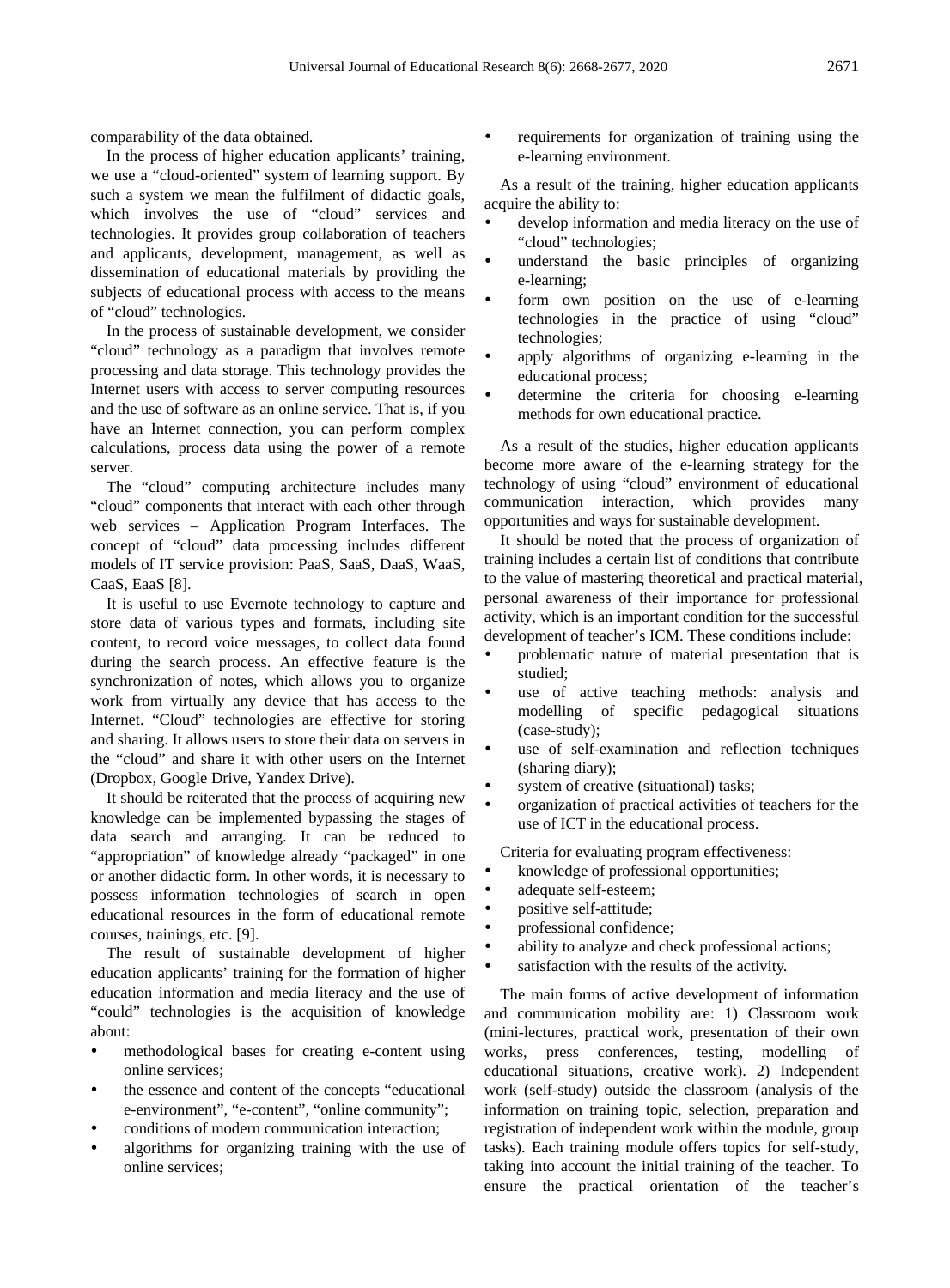comparability of the data obtained.

In the process of higher education applicants' training, we use a "cloud-oriented" system of learning support. By such a system we mean the fulfilment of didactic goals, which involves the use of "cloud" services and technologies. It provides group collaboration of teachers and applicants, development, management, as well as dissemination of educational materials by providing the subjects of educational process with access to the means of "cloud" technologies.

In the process of sustainable development, we consider "cloud" technology as a paradigm that involves remote processing and data storage. This technology provides the Internet users with access to server computing resources and the use of software as an online service. That is, if you have an Internet connection, you can perform complex calculations, process data using the power of a remote server.

The "cloud" computing architecture includes many "cloud" components that interact with each other through web services – Application Program Interfaces. The concept of "cloud" data processing includes different models of IT service provision: PaaS, SaaS, DaaS, WaaS, CaaS, EaaS [8].

It is useful to use Evernote technology to capture and store data of various types and formats, including site content, to record voice messages, to collect data found during the search process. An effective feature is the synchronization of notes, which allows you to organize work from virtually any device that has access to the Internet. "Cloud" technologies are effective for storing and sharing. It allows users to store their data on servers in the "cloud" and share it with other users on the Internet (Dropbox, Google Drive, Yandex Drive).

It should be reiterated that the process of acquiring new knowledge can be implemented bypassing the stages of data search and arranging. It can be reduced to "appropriation" of knowledge already "packaged" in one or another didactic form. In other words, it is necessary to possess information technologies of search in open educational resources in the form of educational remote courses, trainings, etc. [9].

The result of sustainable development of higher education applicants' training for the formation of higher education information and media literacy and the use of "could" technologies is the acquisition of knowledge about:

- methodological bases for creating e-content using online services;
- the essence and content of the concepts "educational e-environment", "e-content", "online community";
- conditions of modern communication interaction;
- algorithms for organizing training with the use of online services;
- requirements for organization of training using the e-learning environment.

As a result of the training, higher education applicants acquire the ability to:

- develop information and media literacy on the use of "cloud" technologies;
- understand the basic principles of organizing e-learning;
- form own position on the use of e-learning technologies in the practice of using "cloud" technologies;
- apply algorithms of organizing e-learning in the educational process;
- determine the criteria for choosing e-learning methods for own educational practice.

As a result of the studies, higher education applicants become more aware of the e-learning strategy for the technology of using "cloud" environment of educational communication interaction, which provides many opportunities and ways for sustainable development.

It should be noted that the process of organization of training includes a certain list of conditions that contribute to the value of mastering theoretical and practical material, personal awareness of their importance for professional activity, which is an important condition for the successful development of teacher's ICM. These conditions include:

- problematic nature of material presentation that is studied;
- use of active teaching methods: analysis and modelling of specific pedagogical situations (case-study);
- use of self-examination and reflection techniques (sharing diary);
- system of creative (situational) tasks;
- organization of practical activities of teachers for the use of ICT in the educational process.

Criteria for evaluating program effectiveness:

- knowledge of professional opportunities;
- adequate self-esteem;
- positive self-attitude;
- professional confidence;
- ability to analyze and check professional actions;
- satisfaction with the results of the activity.

The main forms of active development of information and communication mobility are: 1) Classroom work (mini-lectures, practical work, presentation of their own works, press conferences, testing, modelling of educational situations, creative work). 2) Independent work (self-study) outside the classroom (analysis of the information on training topic, selection, preparation and registration of independent work within the module, group tasks). Each training module offers topics for self-study, taking into account the initial training of the teacher. To ensure the practical orientation of the teacher's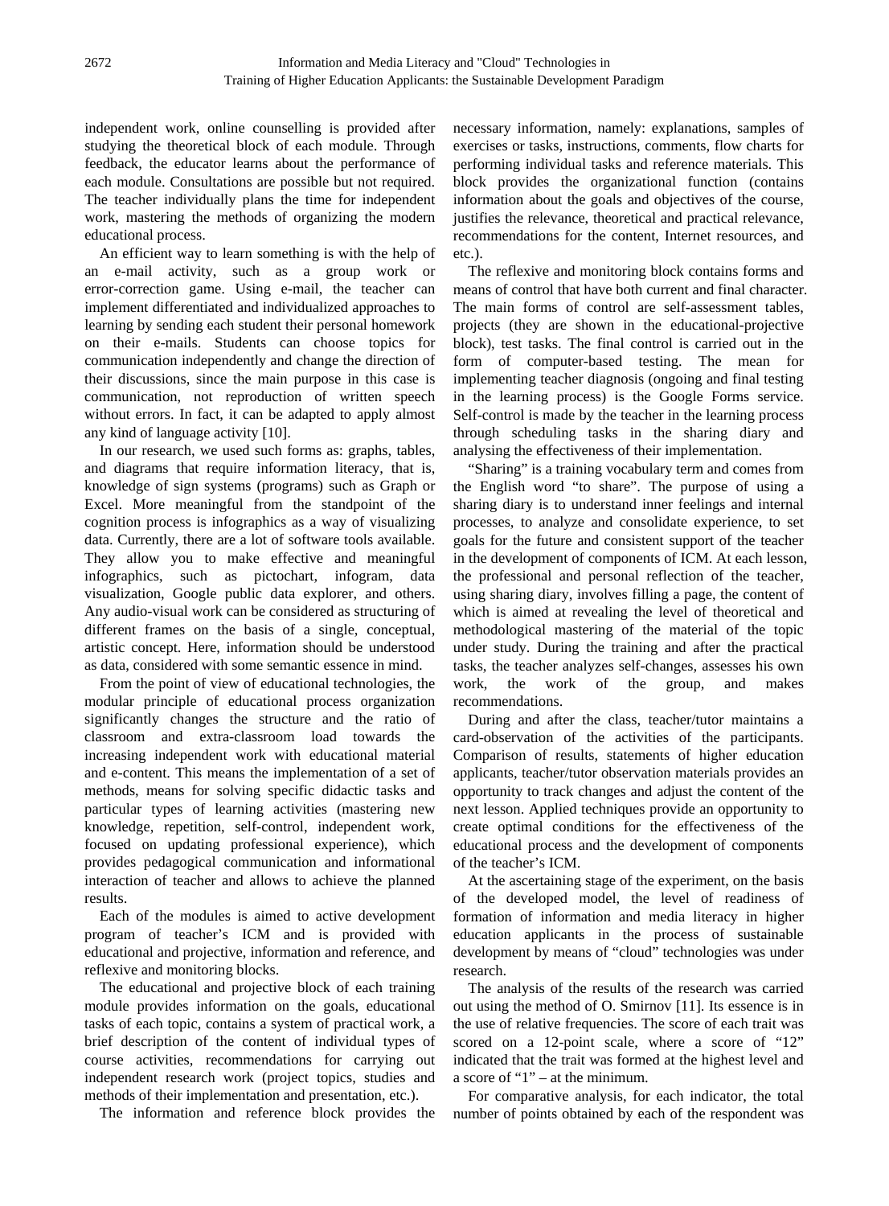independent work, online counselling is provided after studying the theoretical block of each module. Through feedback, the educator learns about the performance of each module. Consultations are possible but not required. The teacher individually plans the time for independent work, mastering the methods of organizing the modern educational process.

An efficient way to learn something is with the help of an e-mail activity, such as a group work or error-correction game. Using e-mail, the teacher can implement differentiated and individualized approaches to learning by sending each student their personal homework on their e-mails. Students can choose topics for communication independently and change the direction of their discussions, since the main purpose in this case is communication, not reproduction of written speech without errors. In fact, it can be adapted to apply almost any kind of language activity [10].

In our research, we used such forms as: graphs, tables, and diagrams that require information literacy, that is, knowledge of sign systems (programs) such as Graph or Excel. More meaningful from the standpoint of the cognition process is infographics as a way of visualizing data. Currently, there are a lot of software tools available. They allow you to make effective and meaningful infographics, such as pictochart, infogram, data visualization, Google public data explorer, and others. Any audio-visual work can be considered as structuring of different frames on the basis of a single, conceptual, artistic concept. Here, information should be understood as data, considered with some semantic essence in mind.

From the point of view of educational technologies, the modular principle of educational process organization significantly changes the structure and the ratio of classroom and extra-classroom load towards the increasing independent work with educational material and e-content. This means the implementation of a set of methods, means for solving specific didactic tasks and particular types of learning activities (mastering new knowledge, repetition, self-control, independent work, focused on updating professional experience), which provides pedagogical communication and informational interaction of teacher and allows to achieve the planned results.

Each of the modules is aimed to active development program of teacher's ICM and is provided with educational and projective, information and reference, and reflexive and monitoring blocks.

The educational and projective block of each training module provides information on the goals, educational tasks of each topic, contains a system of practical work, a brief description of the content of individual types of course activities, recommendations for carrying out independent research work (project topics, studies and methods of their implementation and presentation, etc.).

The information and reference block provides the necessary information, namely: explanations, samples of exercises or tasks, instructions, comments, flow charts for performing individual tasks and reference materials. This block provides the organizational function (contains information about the goals and objectives of the course, justifies the relevance, theoretical and practical relevance, recommendations for the content, Internet resources, and etc.).

The reflexive and monitoring block contains forms and means of control that have both current and final character. The main forms of control are self-assessment tables, projects (they are shown in the educational-projective block), test tasks. The final control is carried out in the form of computer-based testing. The mean for implementing teacher diagnosis (ongoing and final testing in the learning process) is the Google Forms service. Self-control is made by the teacher in the learning process through scheduling tasks in the sharing diary and analysing the effectiveness of their implementation.

"Sharing" is a training vocabulary term and comes from the English word "to share". The purpose of using a sharing diary is to understand inner feelings and internal processes, to analyze and consolidate experience, to set goals for the future and consistent support of the teacher in the development of components of ICM. At each lesson, the professional and personal reflection of the teacher, using sharing diary, involves filling a page, the content of which is aimed at revealing the level of theoretical and methodological mastering of the material of the topic under study. During the training and after the practical tasks, the teacher analyzes self-changes, assesses his own work, the work of the group, and makes recommendations.

During and after the class, teacher/tutor maintains a card-observation of the activities of the participants. Comparison of results, statements of higher education applicants, teacher/tutor observation materials provides an opportunity to track changes and adjust the content of the next lesson. Applied techniques provide an opportunity to create optimal conditions for the effectiveness of the educational process and the development of components of the teacher's ICM.

At the ascertaining stage of the experiment, on the basis of the developed model, the level of readiness of formation of information and media literacy in higher education applicants in the process of sustainable development by means of "cloud" technologies was under research.

The analysis of the results of the research was carried out using the method of O. Smirnov [11]. Its essence is in the use of relative frequencies. The score of each trait was scored on a 12-point scale, where a score of "12" indicated that the trait was formed at the highest level and a score of "1" – at the minimum.

For comparative analysis, for each indicator, the total number of points obtained by each of the respondent was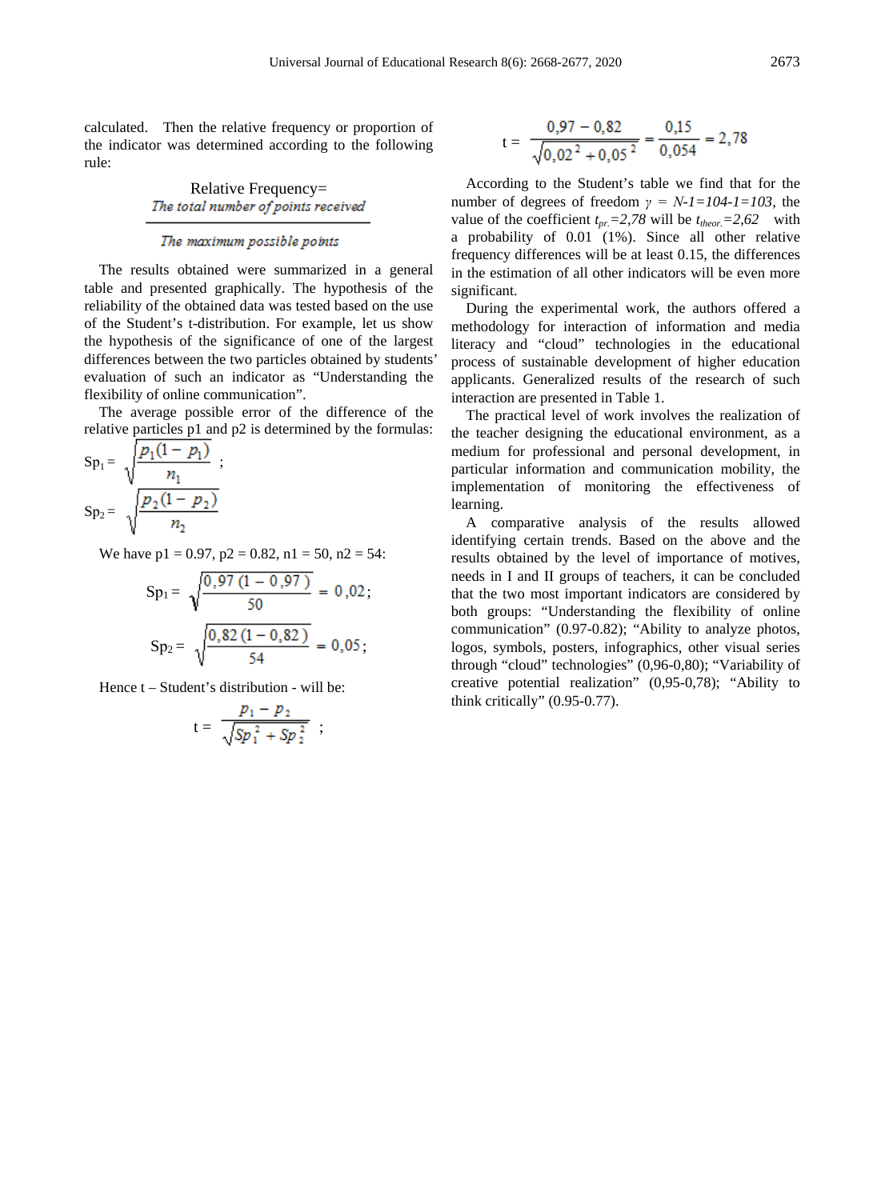calculated. Then the relative frequency or proportion of the indicator was determined according to the following rule:

$$\text{Relative Frequency} = \frac{\textit{The total number of points received}}{\textit{The maximum possible points}}$$

The results obtained were summarized in a general table and presented graphically. The hypothesis of the reliability of the obtained data was tested based on the use of the Student's t-distribution. For example, let us show the hypothesis of the significance of one of the largest differences between the two particles obtained by students' evaluation of such an indicator as "Understanding the flexibility of online communication".

The average possible error of the difference of the relative particles p1 and p2 is determined by the formulas:

$$Sp_1 = \sqrt{\frac{p_1(1-p_1)}{n_1}};$$

$$Sp_2 = \sqrt{\frac{p_2(1-p_2)}{n_2}}$$

We have p1 = 0.97, p2 = 0.82, n1 = 50, n2 = 54:

$$Sp_1 = \sqrt{\frac{0,97\,(1-0,97)}{50}} = 0,02;$$

$$Sp_2 = \sqrt{\frac{0,82\,(1-0,82)}{54}} = 0,05;$$

Hence t – Student's distribution - will be:

$$t = \frac{p_1 - p_2}{\sqrt{Sp_1^2 + Sp_2^2}};$$

$$t = \frac{0,97 - 0,82}{\sqrt{0,02^2 + 0,05^2}} = \frac{0,15}{0,054} = 2,78$$

According to the Student's table we find that for the number of degrees of freedom $\gamma = N\text{-}1 = 104\text{-}1 = 103$, the value of the coefficient $t_{pr.} = 2,78$ will be $t_{theor.} = 2,62$ with a probability of 0.01 (1%). Since all other relative frequency differences will be at least 0.15, the differences in the estimation of all other indicators will be even more significant.

During the experimental work, the authors offered a methodology for interaction of information and media literacy and "cloud" technologies in the educational process of sustainable development of higher education applicants. Generalized results of the research of such interaction are presented in Table 1.

The practical level of work involves the realization of the teacher designing the educational environment, as a medium for professional and personal development, in particular information and communication mobility, the implementation of monitoring the effectiveness of learning.

A comparative analysis of the results allowed identifying certain trends. Based on the above and the results obtained by the level of importance of motives, needs in I and II groups of teachers, it can be concluded that the two most important indicators are considered by both groups: "Understanding the flexibility of online communication" (0.97-0.82); "Ability to analyze photos, logos, symbols, posters, infographics, other visual series through "cloud" technologies" (0,96-0,80); "Variability of creative potential realization" (0,95-0,78); "Ability to think critically" (0.95-0.77).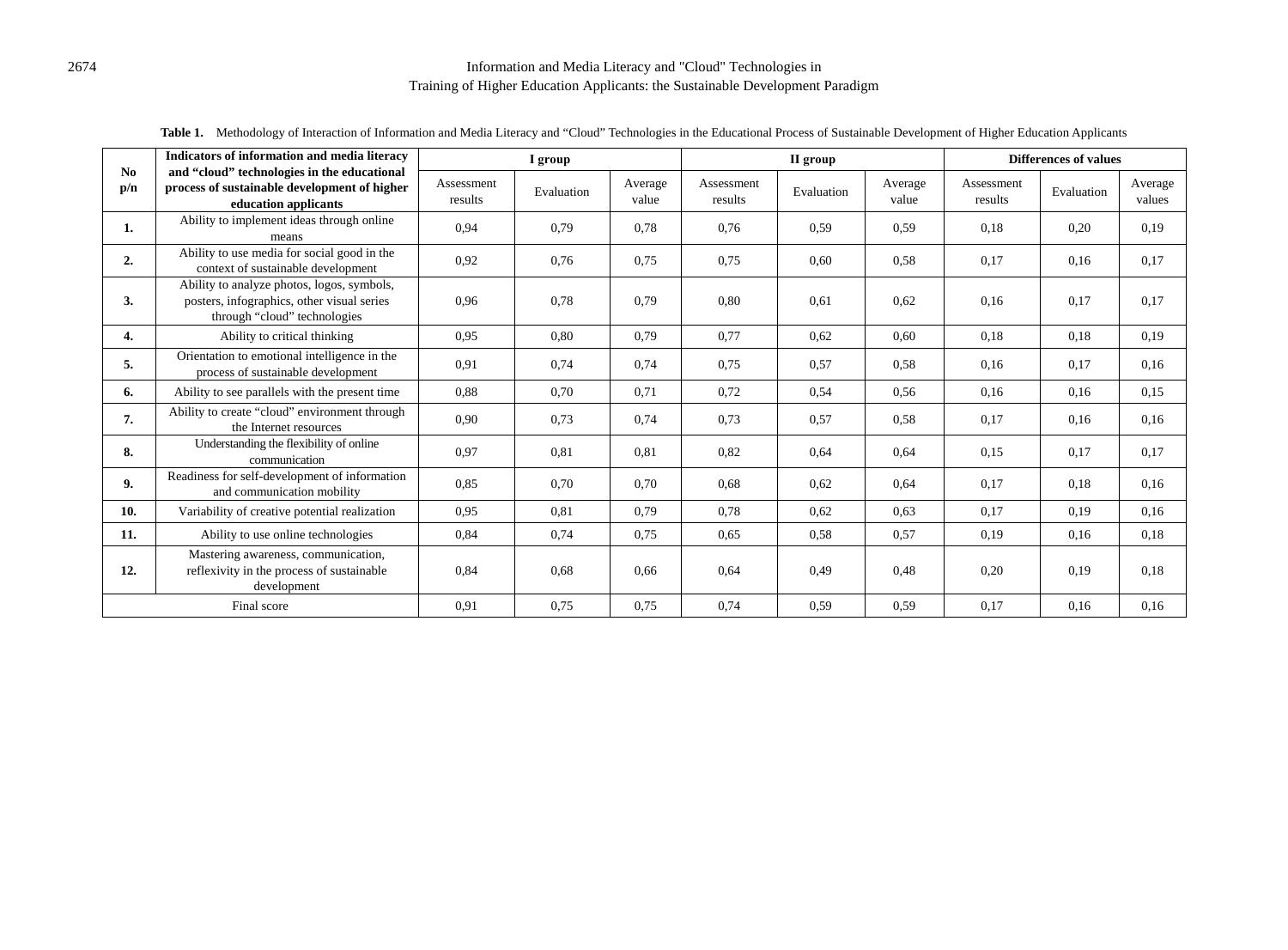**Table 1.** Methodology of Interaction of Information and Media Literacy and "Cloud" Technologies in the Educational Process of Sustainable Development of Higher Education Applicants

| No p/n | Indicators of information and media literacy and "cloud" technologies in the educational process of sustainable development of higher education applicants | I group | | | II group | | | Differences of values | | |
|---|---|---|---|---|---|---|---|---|---|---|
| | | Assessment results | Evaluation | Average value | Assessment results | Evaluation | Average value | Assessment results | Evaluation | Average values |
| **1.** | Ability to implement ideas through online means | 0,94 | 0,79 | 0,78 | 0,76 | 0,59 | 0,59 | 0,18 | 0,20 | 0,19 |
| **2.** | Ability to use media for social good in the context of sustainable development | 0,92 | 0,76 | 0,75 | 0,75 | 0,60 | 0,58 | 0,17 | 0,16 | 0,17 |
| **3.** | Ability to analyze photos, logos, symbols, posters, infographics, other visual series through "cloud" technologies | 0,96 | 0,78 | 0,79 | 0,80 | 0,61 | 0,62 | 0,16 | 0,17 | 0,17 |
| **4.** | Ability to critical thinking | 0,95 | 0,80 | 0,79 | 0,77 | 0,62 | 0,60 | 0,18 | 0,18 | 0,19 |
| **5.** | Orientation to emotional intelligence in the process of sustainable development | 0,91 | 0,74 | 0,74 | 0,75 | 0,57 | 0,58 | 0,16 | 0,17 | 0,16 |
| **6.** | Ability to see parallels with the present time | 0,88 | 0,70 | 0,71 | 0,72 | 0,54 | 0,56 | 0,16 | 0,16 | 0,15 |
| **7.** | Ability to create "cloud" environment through the Internet resources | 0,90 | 0,73 | 0,74 | 0,73 | 0,57 | 0,58 | 0,17 | 0,16 | 0,16 |
| **8.** | Understanding the flexibility of online communication | 0,97 | 0,81 | 0,81 | 0,82 | 0,64 | 0,64 | 0,15 | 0,17 | 0,17 |
| **9.** | Readiness for self-development of information and communication mobility | 0,85 | 0,70 | 0,70 | 0,68 | 0,62 | 0,64 | 0,17 | 0,18 | 0,16 |
| **10.** | Variability of creative potential realization | 0,95 | 0,81 | 0,79 | 0,78 | 0,62 | 0,63 | 0,17 | 0,19 | 0,16 |
| **11.** | Ability to use online technologies | 0,84 | 0,74 | 0,75 | 0,65 | 0,58 | 0,57 | 0,19 | 0,16 | 0,18 |
| **12.** | Mastering awareness, communication, reflexivity in the process of sustainable development | 0,84 | 0,68 | 0,66 | 0,64 | 0,49 | 0,48 | 0,20 | 0,19 | 0,18 |
| Final score | | 0,91 | 0,75 | 0,75 | 0,74 | 0,59 | 0,59 | 0,17 | 0,16 | 0,16 |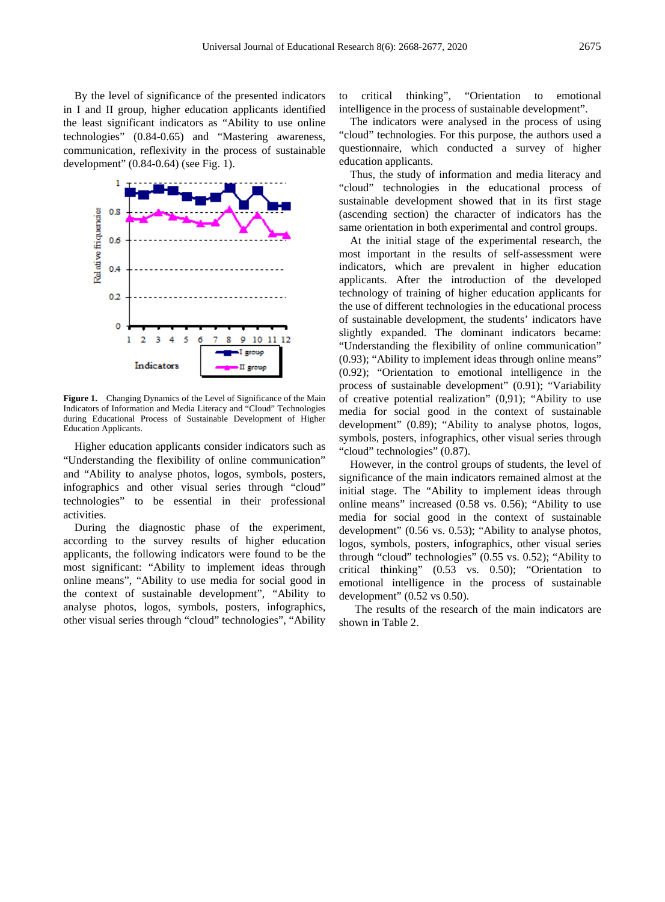By the level of significance of the presented indicators in I and II group, higher education applicants identified the least significant indicators as "Ability to use online technologies" (0.84-0.65) and "Mastering awareness, communication, reflexivity in the process of sustainable development" (0.84-0.64) (see Fig. 1).

**Figure 1.** Changing Dynamics of the Level of Significance of the Main Indicators of Information and Media Literacy and "Cloud" Technologies during Educational Process of Sustainable Development of Higher Education Applicants.

Higher education applicants consider indicators such as "Understanding the flexibility of online communication" and "Ability to analyse photos, logos, symbols, posters, infographics and other visual series through "cloud" technologies" to be essential in their professional activities.

During the diagnostic phase of the experiment, according to the survey results of higher education applicants, the following indicators were found to be the most significant: "Ability to implement ideas through online means", "Ability to use media for social good in the context of sustainable development", "Ability to analyse photos, logos, symbols, posters, infographics, other visual series through "cloud" technologies", "Ability to critical thinking", "Orientation to emotional intelligence in the process of sustainable development".

The indicators were analysed for the process of using "cloud" technologies. For this purpose, the authors used a questionnaire, which conducted a survey of higher education applicants.

Thus, the study of information and media literacy and "cloud" technologies in the educational process of sustainable development showed that in its first stage (ascending section) the character of indicators has the same orientation in both experimental and control groups.

At the initial stage of the experimental research, the most important in the results of self-assessment were indicators, which are prevalent in higher education applicants. After the introduction of the developed technology of training of higher education applicants for the use of different technologies in the educational process of sustainable development, the students' indicators have slightly expanded. The dominant indicators became: "Understanding the flexibility of online communication" (0.93); "Ability to implement ideas through online means" (0.92); "Orientation to emotional intelligence in the process of sustainable development" (0.91); "Variability of creative potential realization" (0,91); "Ability to use media for social good in the context of sustainable development" (0.89); "Ability to analyse photos, logos, symbols, posters, infographics, other visual series through "cloud" technologies" (0.87).

However, in the control groups of students, the level of significance of the main indicators remained almost at the initial stage. The "Ability to implement ideas through online means" increased (0.58 vs. 0.56); "Ability to use media for social good in the context of sustainable development" (0.56 vs. 0.53); "Ability to analyse photos, logos, symbols, posters, infographics, other visual series through "cloud" technologies" (0.55 vs. 0.52); "Ability to critical thinking" (0.53 vs. 0.50); "Orientation to emotional intelligence in the process of sustainable development" (0.52 vs 0.50).

The results of the research of the main indicators are shown in Table 2.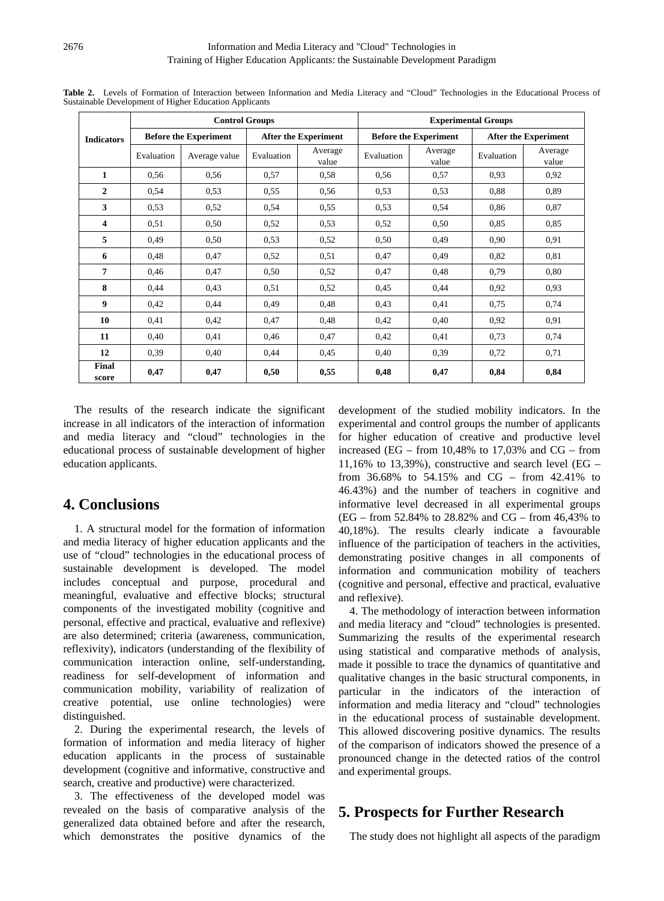**Table 2.** Levels of Formation of Interaction between Information and Media Literacy and "Cloud" Technologies in the Educational Process of Sustainable Development of Higher Education Applicants

| Indicators | Control Groups | | | | Experimental Groups | | | |
|---|---|---|---|---|---|---|---|---|
| | Before the Experiment | | After the Experiment | | Before the Experiment | | After the Experiment | |
| | Evaluation | Average value | Evaluation | Average value | Evaluation | Average value | Evaluation | Average value |
| **1** | 0,56 | 0,56 | 0,57 | 0,58 | 0,56 | 0,57 | 0,93 | 0,92 |
| **2** | 0,54 | 0,53 | 0,55 | 0,56 | 0,53 | 0,53 | 0,88 | 0,89 |
| **3** | 0,53 | 0,52 | 0,54 | 0,55 | 0,53 | 0,54 | 0,86 | 0,87 |
| **4** | 0,51 | 0,50 | 0,52 | 0,53 | 0,52 | 0,50 | 0,85 | 0,85 |
| **5** | 0,49 | 0,50 | 0,53 | 0,52 | 0,50 | 0,49 | 0,90 | 0,91 |
| **6** | 0,48 | 0,47 | 0,52 | 0,51 | 0,47 | 0,49 | 0,82 | 0,81 |
| **7** | 0,46 | 0,47 | 0,50 | 0,52 | 0,47 | 0,48 | 0,79 | 0,80 |
| **8** | 0,44 | 0,43 | 0,51 | 0,52 | 0,45 | 0,44 | 0,92 | 0,93 |
| **9** | 0,42 | 0,44 | 0,49 | 0,48 | 0,43 | 0,41 | 0,75 | 0,74 |
| **10** | 0,41 | 0,42 | 0,47 | 0,48 | 0,42 | 0,40 | 0,92 | 0,91 |
| **11** | 0,40 | 0,41 | 0,46 | 0,47 | 0,42 | 0,41 | 0,73 | 0,74 |
| **12** | 0,39 | 0,40 | 0,44 | 0,45 | 0,40 | 0,39 | 0,72 | 0,71 |
| **Final score** | **0,47** | **0,47** | **0,50** | **0,55** | **0,48** | **0,47** | **0,84** | **0,84** |

The results of the research indicate the significant increase in all indicators of the interaction of information and media literacy and "cloud" technologies in the educational process of sustainable development of higher education applicants.

## 4. Conclusions

1. A structural model for the formation of information and media literacy of higher education applicants and the use of "cloud" technologies in the educational process of sustainable development is developed. The model includes conceptual and purpose, procedural and meaningful, evaluative and effective blocks; structural components of the investigated mobility (cognitive and personal, effective and practical, evaluative and reflexive) are also determined; criteria (awareness, communication, reflexivity), indicators (understanding of the flexibility of communication interaction online, self-understanding, readiness for self-development of information and communication mobility, variability of realization of creative potential, use online technologies) were distinguished.

2. During the experimental research, the levels of formation of information and media literacy of higher education applicants in the process of sustainable development (cognitive and informative, constructive and search, creative and productive) were characterized.

3. The effectiveness of the developed model was revealed on the basis of comparative analysis of the generalized data obtained before and after the research, which demonstrates the positive dynamics of the development of the studied mobility indicators. In the experimental and control groups the number of applicants for higher education of creative and productive level increased (EG – from 10,48% to 17,03% and CG – from 11,16% to 13,39%), constructive and search level (EG – from 36.68% to 54.15% and CG – from 42.41% to 46.43%) and the number of teachers in cognitive and informative level decreased in all experimental groups (EG – from 52.84% to 28.82% and CG – from 46,43% to 40,18%). The results clearly indicate a favourable influence of the participation of teachers in the activities, demonstrating positive changes in all components of information and communication mobility of teachers (cognitive and personal, effective and practical, evaluative and reflexive).

4. The methodology of interaction between information and media literacy and "cloud" technologies is presented. Summarizing the results of the experimental research using statistical and comparative methods of analysis, made it possible to trace the dynamics of quantitative and qualitative changes in the basic structural components, in particular in the indicators of the interaction of information and media literacy and "cloud" technologies in the educational process of sustainable development. This allowed discovering positive dynamics. The results of the comparison of indicators showed the presence of a pronounced change in the detected ratios of the control and experimental groups.

## 5. Prospects for Further Research

The study does not highlight all aspects of the paradigm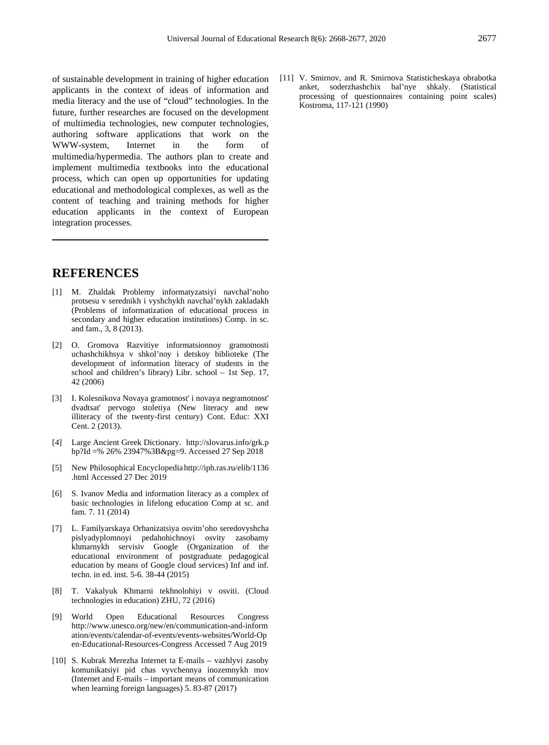of sustainable development in training of higher education applicants in the context of ideas of information and media literacy and the use of "cloud" technologies. In the future, further researches are focused on the development of multimedia technologies, new computer technologies, authoring software applications that work on the WWW-system, Internet in the form of multimedia/hypermedia. The authors plan to create and implement multimedia textbooks into the educational process, which can open up opportunities for updating educational and methodological complexes, as well as the content of teaching and training methods for higher education applicants in the context of European integration processes.

## REFERENCES

[1] M. Zhaldak Problemy informatyzatsiyi navchal'noho protsesu v serednikh i vyshchykh navchal'nykh zakladakh (Problems of informatization of educational process in secondary and higher education institutions) Comp. in sc. and fam., 3, 8 (2013).

[2] O. Gromova Razvitiye informatsionnoy gramotnosti uchashchikhsya v shkol'noy i detskoy biblioteke (The development of information literacy of students in the school and children's library) Libr. school – 1st Sep. 17, 42 (2006)

[3] I. Kolesnikova Novaya gramotnost' i novaya negramotnost' dvadtsat' pervogo stoletiya (New literacy and new illiteracy of the twenty-first century) Cont. Educ: XXI Cent. 2 (2013).

[4] Large Ancient Greek Dictionary. http://slovarus.info/grk.php?Id =% 26% 23947%3B&pg=9. Accessed 27 Sep 2018

[5] New Philosophical Encyclopedia http://iph.ras.ru/elib/1136.html Accessed 27 Dec 2019

[6] S. Ivanov Media and information literacy as a complex of basic technologies in lifelong education Comp at sc. and fam. 7. 11 (2014)

[7] L. Familyarskaya Orhanizatsiya osvitn'oho seredovyshcha pislyadyplomnoyi pedahohichnoyi osvity zasobamy khmarnykh servisiv Google (Organization of the educational environment of postgraduate pedagogical education by means of Google cloud services) Inf and inf. techn. in ed. inst. 5-6. 38-44 (2015)

[8] T. Vakalyuk Khmarni tekhnolohiyi v osviti. (Cloud technologies in education) ZHU, 72 (2016)

[9] World Open Educational Resources Congress http://www.unesco.org/new/en/communication-and-information/events/calendar-of-events/events-websites/World-Open-Educational-Resources-Congress Accessed 7 Aug 2019

[10] S. Kubrak Merezha Internet ta E-mails – vazhlyvi zasoby komunikatsiyi pid chas vyvchennya inozemnykh mov (Internet and E-mails – important means of communication when learning foreign languages) 5. 83-87 (2017)

[11] V. Smirnov, and R. Smirnova Statisticheskaya obrabotka anket, soderzhashchix bal'nye shkaly. (Statistical processing of questionnaires containing point scales) Kostroma, 117-121 (1990)